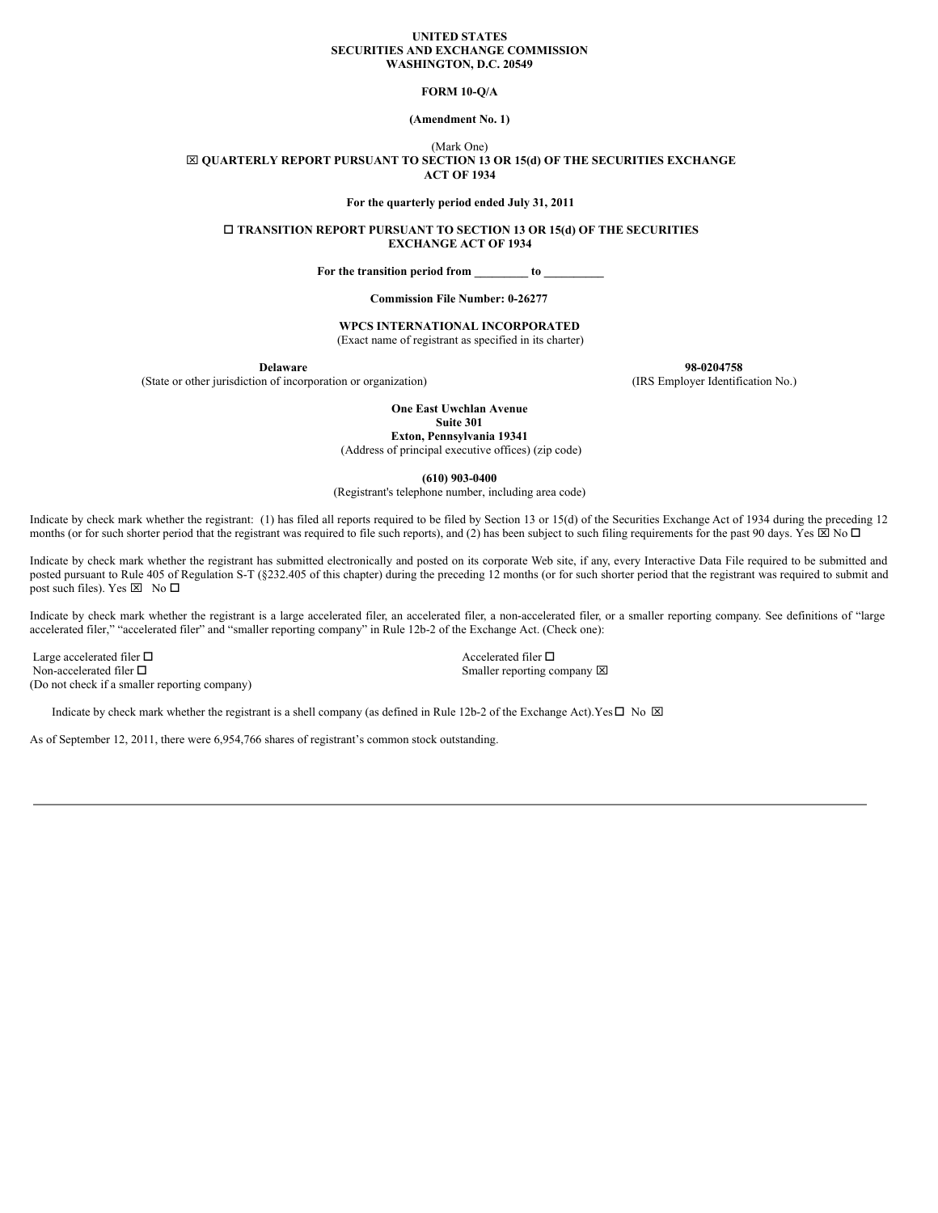**UNITED STATES**
**SECURITIES AND EXCHANGE COMMISSION**
**WASHINGTON, D.C. 20549**

**FORM 10-Q/A**

**(Amendment No. 1)**

(Mark One)

☒ **QUARTERLY REPORT PURSUANT TO SECTION 13 OR 15(d) OF THE SECURITIES EXCHANGE ACT OF 1934**

**For the quarterly period ended July 31, 2011**

☐ **TRANSITION REPORT PURSUANT TO SECTION 13 OR 15(d) OF THE SECURITIES EXCHANGE ACT OF 1934**

**For the transition period from _________ to __________**

**Commission File Number: 0-26277**

**WPCS INTERNATIONAL INCORPORATED**
(Exact name of registrant as specified in its charter)

| | |
|---|---|
| **Delaware** | **98-0204758** |
| (State or other jurisdiction of incorporation or organization) | (IRS Employer Identification No.) |

**One East Uwchlan Avenue**
**Suite 301**
**Exton, Pennsylvania 19341**
(Address of principal executive offices) (zip code)

**(610) 903-0400**
(Registrant's telephone number, including area code)

Indicate by check mark whether the registrant: (1) has filed all reports required to be filed by Section 13 or 15(d) of the Securities Exchange Act of 1934 during the preceding 12 months (or for such shorter period that the registrant was required to file such reports), and (2) has been subject to such filing requirements for the past 90 days. Yes ☒ No ☐

Indicate by check mark whether the registrant has submitted electronically and posted on its corporate Web site, if any, every Interactive Data File required to be submitted and posted pursuant to Rule 405 of Regulation S-T (§232.405 of this chapter) during the preceding 12 months (or for such shorter period that the registrant was required to submit and post such files). Yes ☒ No ☐

Indicate by check mark whether the registrant is a large accelerated filer, an accelerated filer, a non-accelerated filer, or a smaller reporting company. See definitions of "large accelerated filer," "accelerated filer" and "smaller reporting company" in Rule 12b-2 of the Exchange Act. (Check one):

| | |
|---|---|
| Large accelerated filer ☐ | Accelerated filer ☐ |
| Non-accelerated filer ☐ (Do not check if a smaller reporting company) | Smaller reporting company ☒ |

Indicate by check mark whether the registrant is a shell company (as defined in Rule 12b-2 of the Exchange Act). Yes ☐ No ☒

As of September 12, 2011, there were 6,954,766 shares of registrant's common stock outstanding.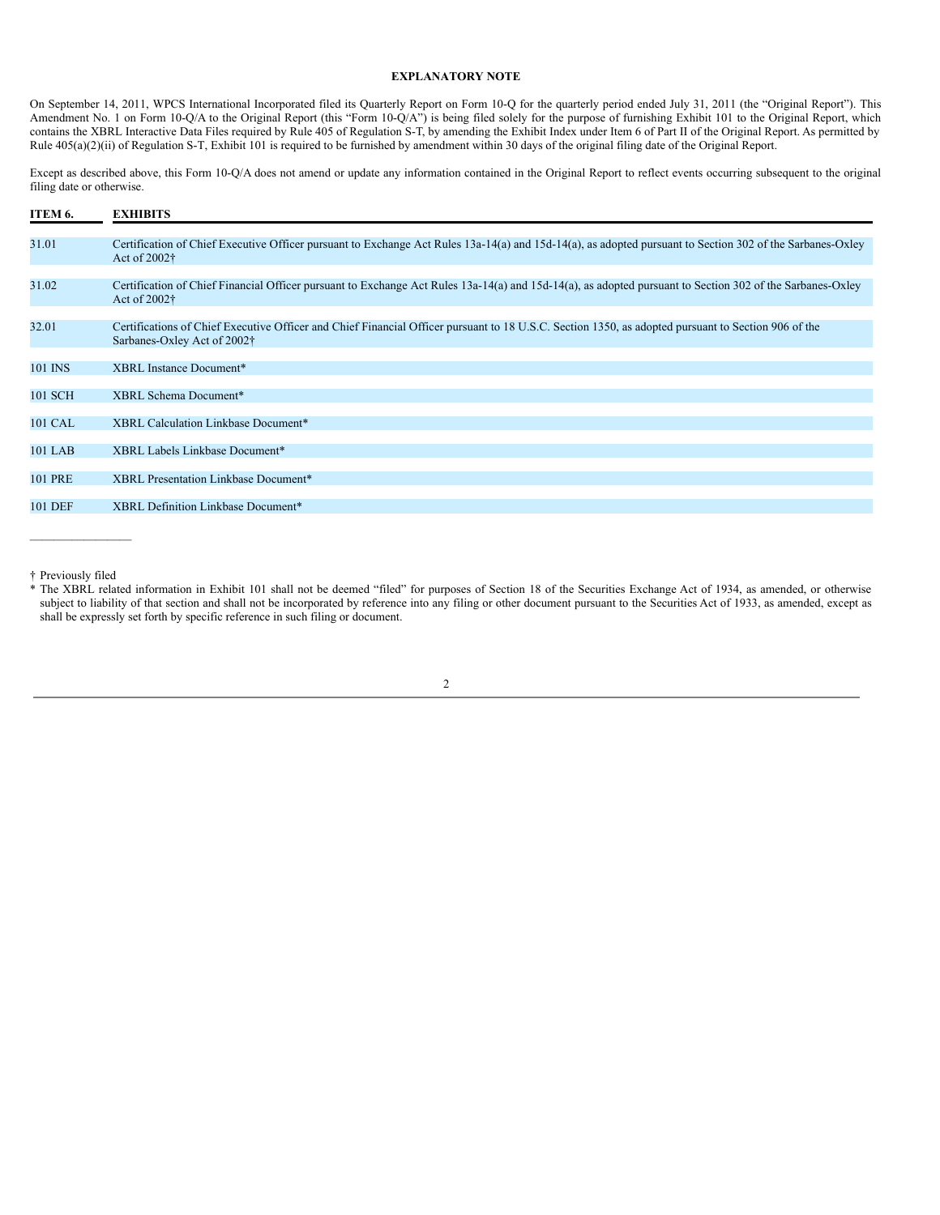## EXPLANATORY NOTE

On September 14, 2011, WPCS International Incorporated filed its Quarterly Report on Form 10-Q for the quarterly period ended July 31, 2011 (the "Original Report"). This Amendment No. 1 on Form 10-Q/A to the Original Report (this "Form 10-Q/A") is being filed solely for the purpose of furnishing Exhibit 101 to the Original Report, which contains the XBRL Interactive Data Files required by Rule 405 of Regulation S-T, by amending the Exhibit Index under Item 6 of Part II of the Original Report. As permitted by Rule 405(a)(2)(ii) of Regulation S-T, Exhibit 101 is required to be furnished by amendment within 30 days of the original filing date of the Original Report.

Except as described above, this Form 10-Q/A does not amend or update any information contained in the Original Report to reflect events occurring subsequent to the original filing date or otherwise.

| **ITEM 6.** | **EXHIBITS** |
|---|---|
| 31.01 | Certification of Chief Executive Officer pursuant to Exchange Act Rules 13a-14(a) and 15d-14(a), as adopted pursuant to Section 302 of the Sarbanes-Oxley Act of 2002† |
| 31.02 | Certification of Chief Financial Officer pursuant to Exchange Act Rules 13a-14(a) and 15d-14(a), as adopted pursuant to Section 302 of the Sarbanes-Oxley Act of 2002† |
| 32.01 | Certifications of Chief Executive Officer and Chief Financial Officer pursuant to 18 U.S.C. Section 1350, as adopted pursuant to Section 906 of the Sarbanes-Oxley Act of 2002† |
| 101 INS | XBRL Instance Document* |
| 101 SCH | XBRL Schema Document* |
| 101 CAL | XBRL Calculation Linkbase Document* |
| 101 LAB | XBRL Labels Linkbase Document* |
| 101 PRE | XBRL Presentation Linkbase Document* |
| 101 DEF | XBRL Definition Linkbase Document* |

---

† Previously filed

* The XBRL related information in Exhibit 101 shall not be deemed "filed" for purposes of Section 18 of the Securities Exchange Act of 1934, as amended, or otherwise subject to liability of that section and shall not be incorporated by reference into any filing or other document pursuant to the Securities Act of 1933, as amended, except as shall be expressly set forth by specific reference in such filing or document.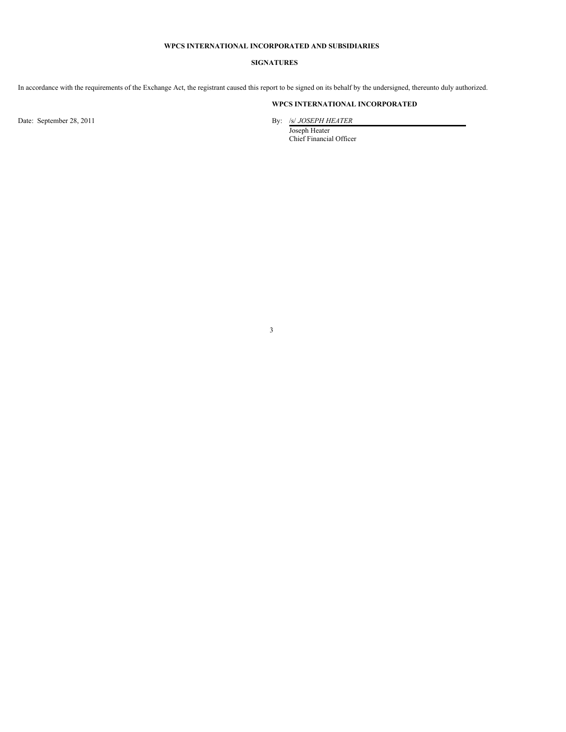**WPCS INTERNATIONAL INCORPORATED AND SUBSIDIARIES**

**SIGNATURES**

In accordance with the requirements of the Exchange Act, the registrant caused this report to be signed on its behalf by the undersigned, thereunto duly authorized.

**WPCS INTERNATIONAL INCORPORATED**

Date: September 28, 2011

By: /s/ *JOSEPH HEATER*

Joseph Heater
Chief Financial Officer